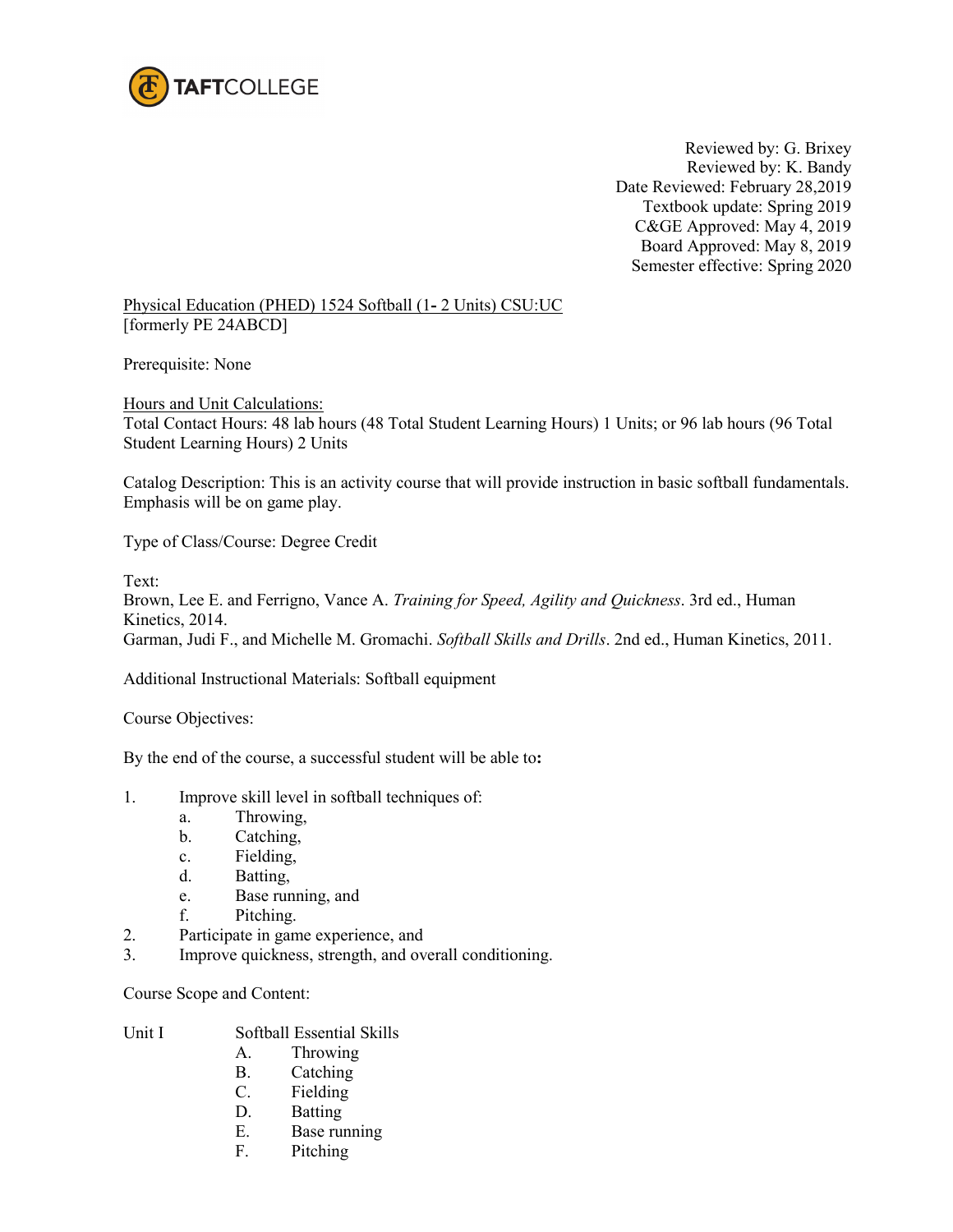TAFTCOLLEGE

Reviewed by: G. Brixey
Reviewed by: K. Bandy
Date Reviewed: February 28,2019
Textbook update: Spring 2019
C&GE Approved: May 4, 2019
Board Approved: May 8, 2019
Semester effective: Spring 2020

Physical Education (PHED) 1524 Softball (1- 2 Units) CSU:UC
[formerly PE 24ABCD]

Prerequisite: None

Hours and Unit Calculations:
Total Contact Hours: 48 lab hours (48 Total Student Learning Hours) 1 Units; or 96 lab hours (96 Total Student Learning Hours) 2 Units

Catalog Description: This is an activity course that will provide instruction in basic softball fundamentals. Emphasis will be on game play.

Type of Class/Course: Degree Credit

Text:
Brown, Lee E. and Ferrigno, Vance A. *Training for Speed, Agility and Quickness*. 3rd ed., Human Kinetics, 2014.
Garman, Judi F., and Michelle M. Gromachi. *Softball Skills and Drills*. 2nd ed., Human Kinetics, 2011.

Additional Instructional Materials: Softball equipment

Course Objectives:

By the end of the course, a successful student will be able to**:**

1. Improve skill level in softball techniques of:
    a. Throwing,
    b. Catching,
    c. Fielding,
    d. Batting,
    e. Base running, and
    f. Pitching.
2. Participate in game experience, and
3. Improve quickness, strength, and overall conditioning.

Course Scope and Content:

Unit I Softball Essential Skills
- A. Throwing
- B. Catching
- C. Fielding
- D. Batting
- E. Base running
- F. Pitching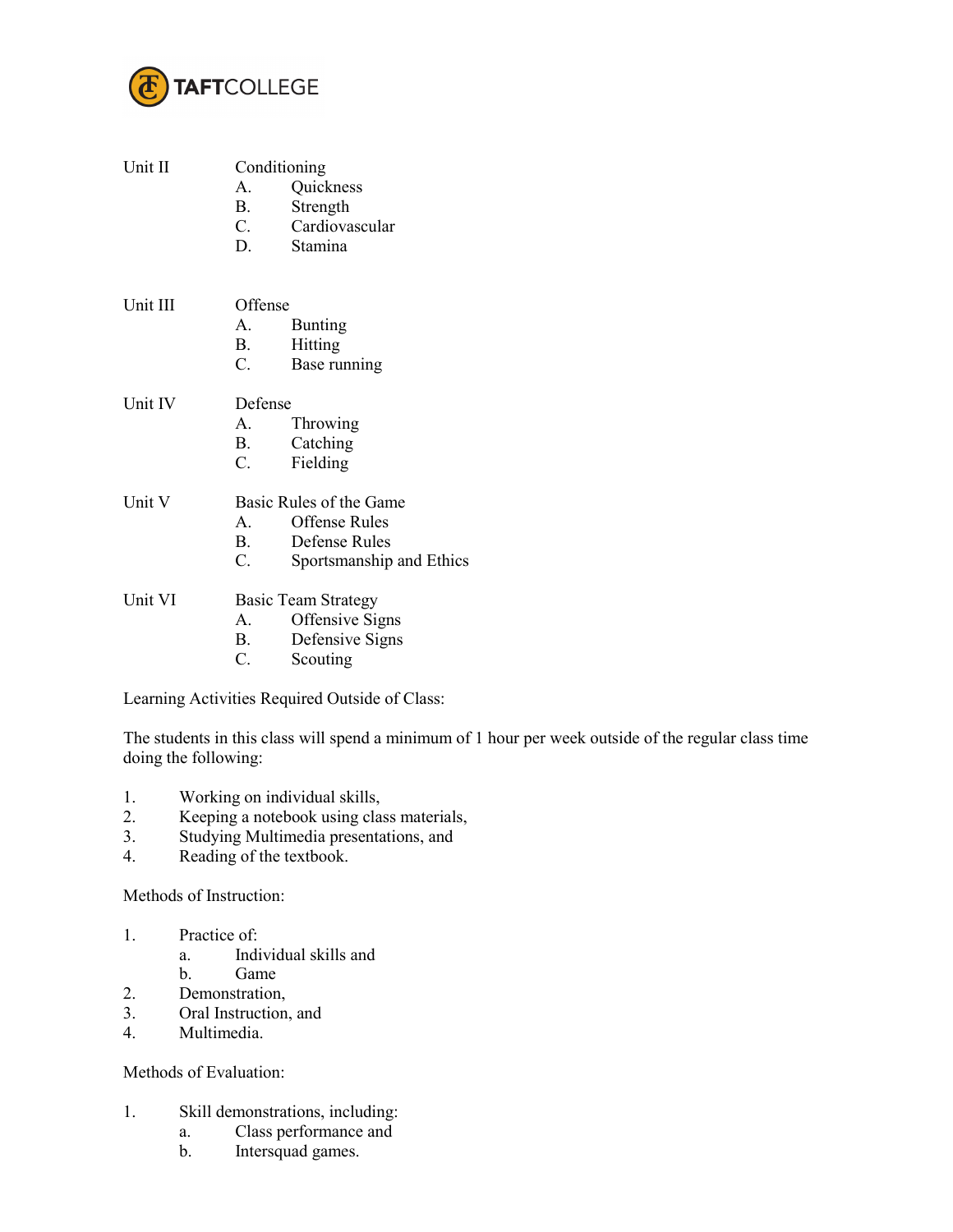Unit II Conditioning

A. Quickness
B. Strength
C. Cardiovascular
D. Stamina

Unit III Offense

A. Bunting
B. Hitting
C. Base running

Unit IV Defense

A. Throwing
B. Catching
C. Fielding

Unit V Basic Rules of the Game

A. Offense Rules
B. Defense Rules
C. Sportsmanship and Ethics

Unit VI Basic Team Strategy

A. Offensive Signs
B. Defensive Signs
C. Scouting

Learning Activities Required Outside of Class:

The students in this class will spend a minimum of 1 hour per week outside of the regular class time doing the following:

1. Working on individual skills,
2. Keeping a notebook using class materials,
3. Studying Multimedia presentations, and
4. Reading of the textbook.

Methods of Instruction:

1. Practice of:
   a. Individual skills and
   b. Game
2. Demonstration,
3. Oral Instruction, and
4. Multimedia.

Methods of Evaluation:

1. Skill demonstrations, including:
   a. Class performance and
   b. Intersquad games.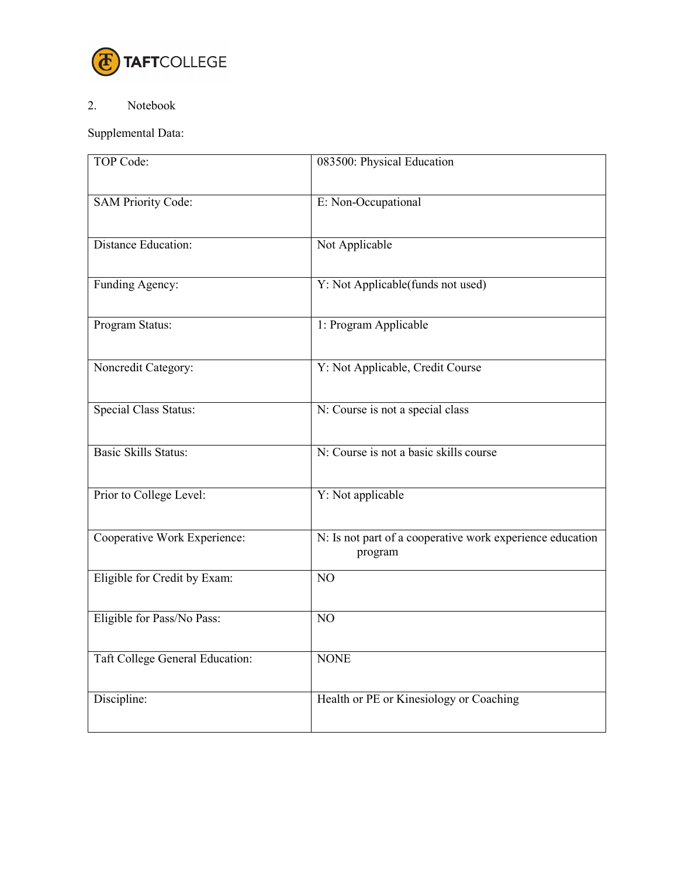2. Notebook

Supplemental Data:

| | |
|---|---|
| TOP Code: | 083500: Physical Education |
| SAM Priority Code: | E: Non-Occupational |
| Distance Education: | Not Applicable |
| Funding Agency: | Y: Not Applicable(funds not used) |
| Program Status: | 1: Program Applicable |
| Noncredit Category: | Y: Not Applicable, Credit Course |
| Special Class Status: | N: Course is not a special class |
| Basic Skills Status: | N: Course is not a basic skills course |
| Prior to College Level: | Y: Not applicable |
| Cooperative Work Experience: | N: Is not part of a cooperative work experience education program |
| Eligible for Credit by Exam: | NO |
| Eligible for Pass/No Pass: | NO |
| Taft College General Education: | NONE |
| Discipline: | Health or PE or Kinesiology or Coaching |